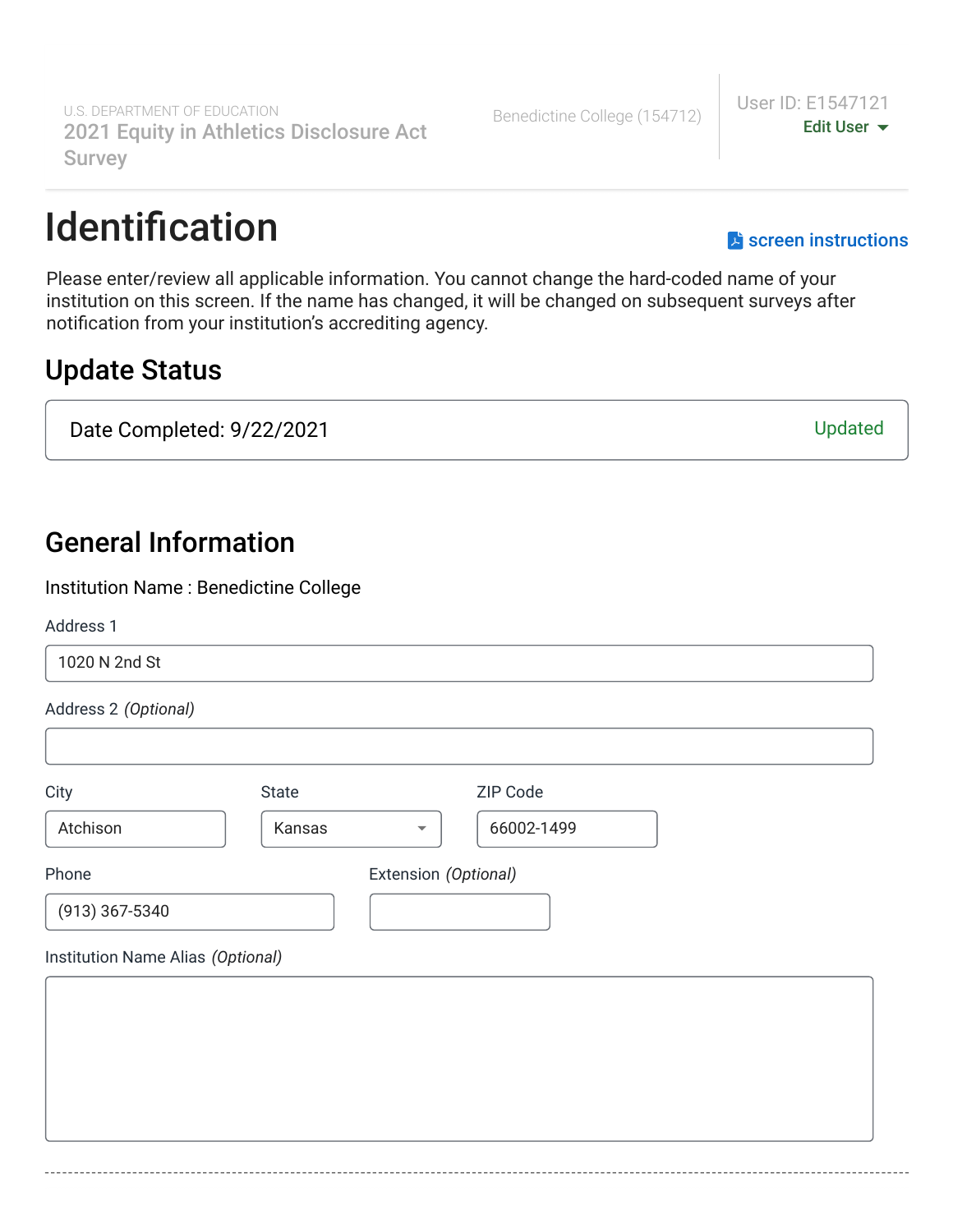U.S. DEPARTMENT OF EDUCATION
2021 Equity in Athletics Disclosure Act Survey

Benedictine College (154712)

User ID: E1547121
Edit User

# Identification

screen instructions

Please enter/review all applicable information. You cannot change the hard-coded name of your institution on this screen. If the name has changed, it will be changed on subsequent surveys after notification from your institution's accrediting agency.

## Update Status

Date Completed: 9/22/2021 — Updated

## General Information

Institution Name : Benedictine College

Address 1

1020 N 2nd St

Address 2 *(Optional)*

City

Atchison

State

Kansas

ZIP Code

66002-1499

Phone

(913) 367-5340

Extension *(Optional)*

Institution Name Alias *(Optional)*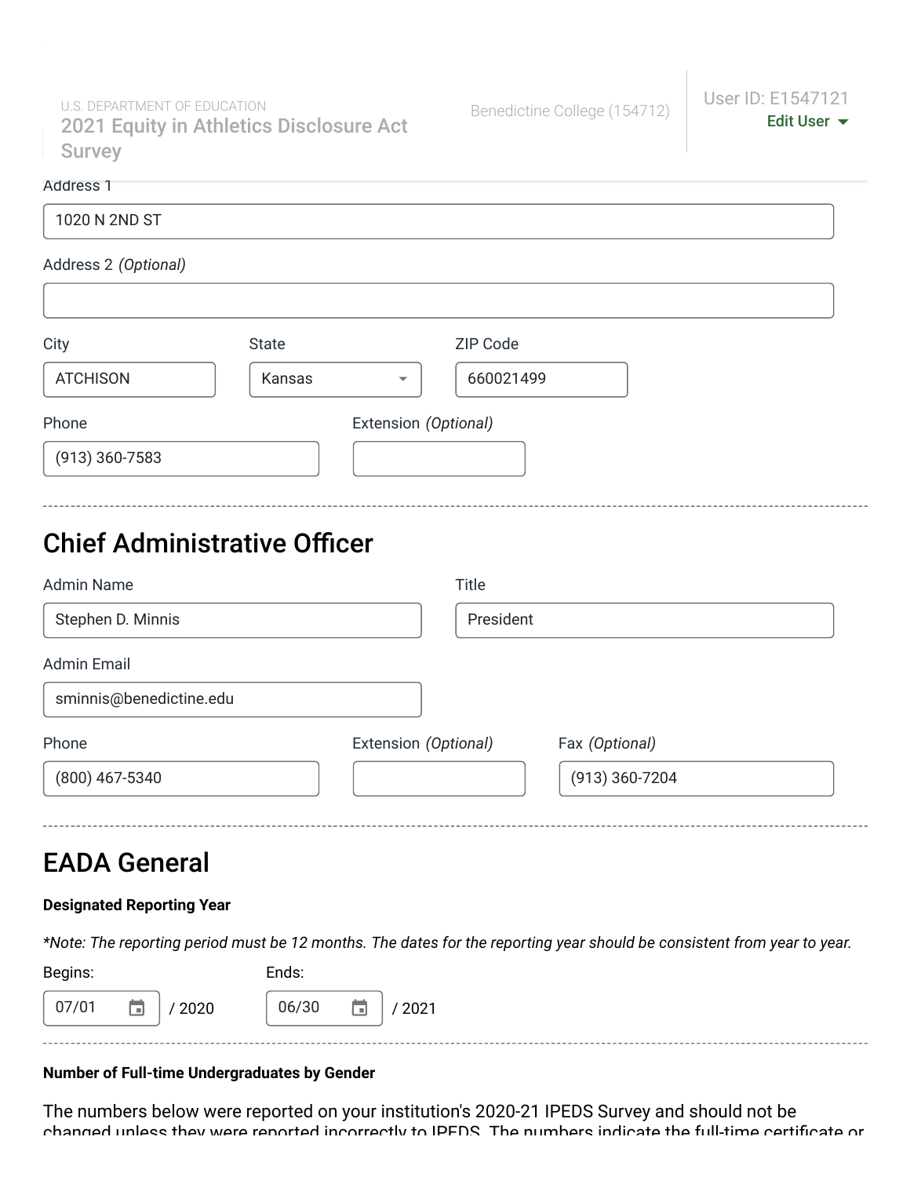Address 1

1020 N 2ND ST

Address 2 *(Optional)*

City: ATCHISON

State: Kansas

ZIP Code: 660021499

Phone: (913) 360-7583

Extension *(Optional)*

## Chief Administrative Officer

Admin Name: Stephen D. Minnis

Title: President

Admin Email: sminnis@benedictine.edu

Phone: (800) 467-5340

Extension *(Optional)*

Fax *(Optional)*: (913) 360-7204

## EADA General

**Designated Reporting Year**

*\*Note: The reporting period must be 12 months. The dates for the reporting year should be consistent from year to year.*

Begins: 07/01 / 2020

Ends: 06/30 / 2021

**Number of Full-time Undergraduates by Gender**

The numbers below were reported on your institution's 2020-21 IPEDS Survey and should not be changed unless they were reported incorrectly to IPEDS. The numbers indicate the full-time certificate or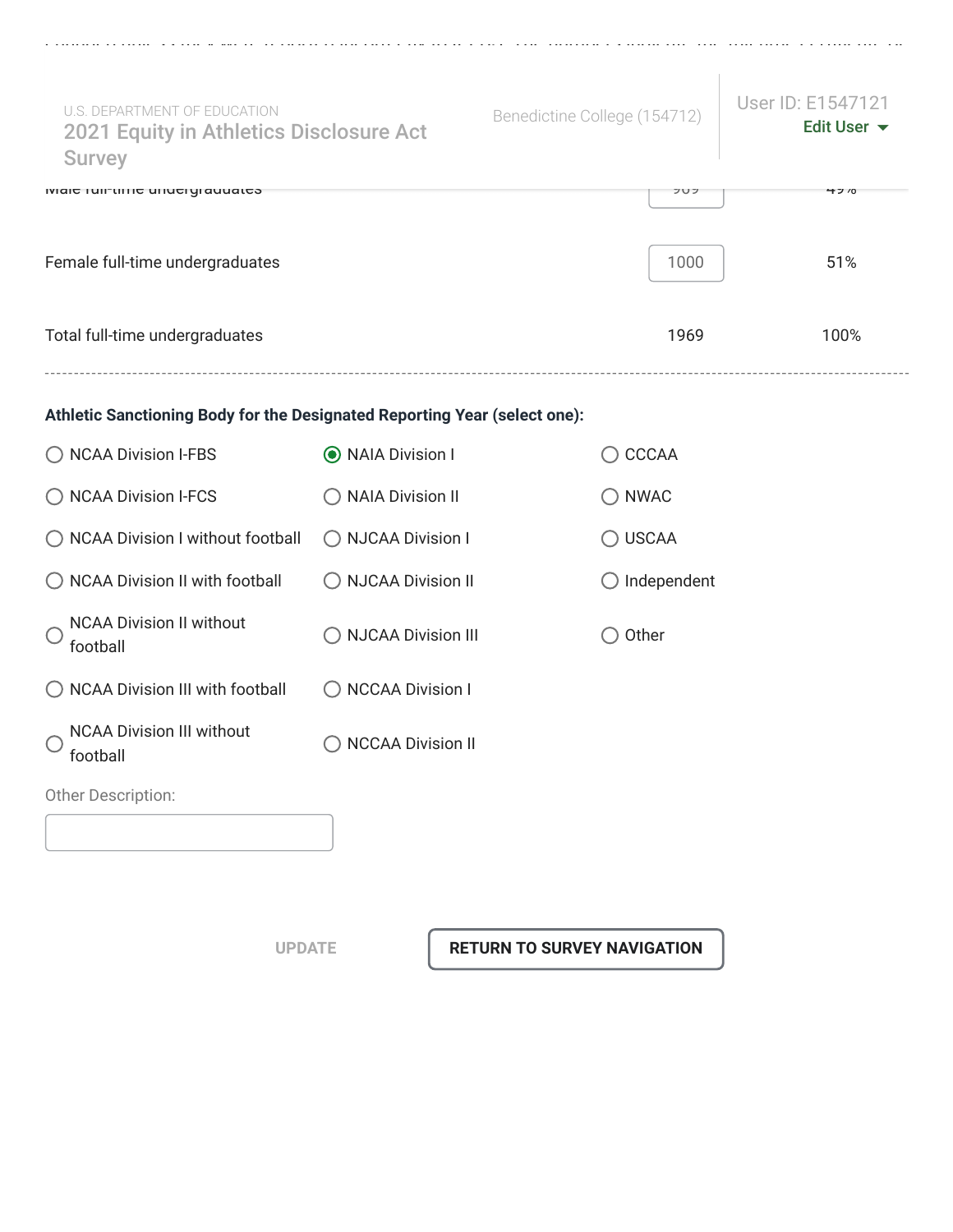U.S. DEPARTMENT OF EDUCATION

## 2021 Equity in Athletics Disclosure Act Survey

Benedictine College (154712)

User ID: E1547121

Edit User

| | | |
|---|---|---|
| Male full-time undergraduates | 969 | 49% |
| Female full-time undergraduates | 1000 | 51% |
| Total full-time undergraduates | 1969 | 100% |

**Athletic Sanctioning Body for the Designated Reporting Year (select one):**

- ○ NCAA Division I-FBS
- ○ NCAA Division I-FCS
- ○ NCAA Division I without football
- ○ NCAA Division II with football
- ○ NCAA Division II without football
- ○ NCAA Division III with football
- ○ NCAA Division III without football
- ◉ NAIA Division I
- ○ NAIA Division II
- ○ NJCAA Division I
- ○ NJCAA Division II
- ○ NJCAA Division III
- ○ NCCAA Division I
- ○ NCCAA Division II
- ○ CCCAA
- ○ NWAC
- ○ USCAA
- ○ Independent
- ○ Other

Other Description:

UPDATE

RETURN TO SURVEY NAVIGATION